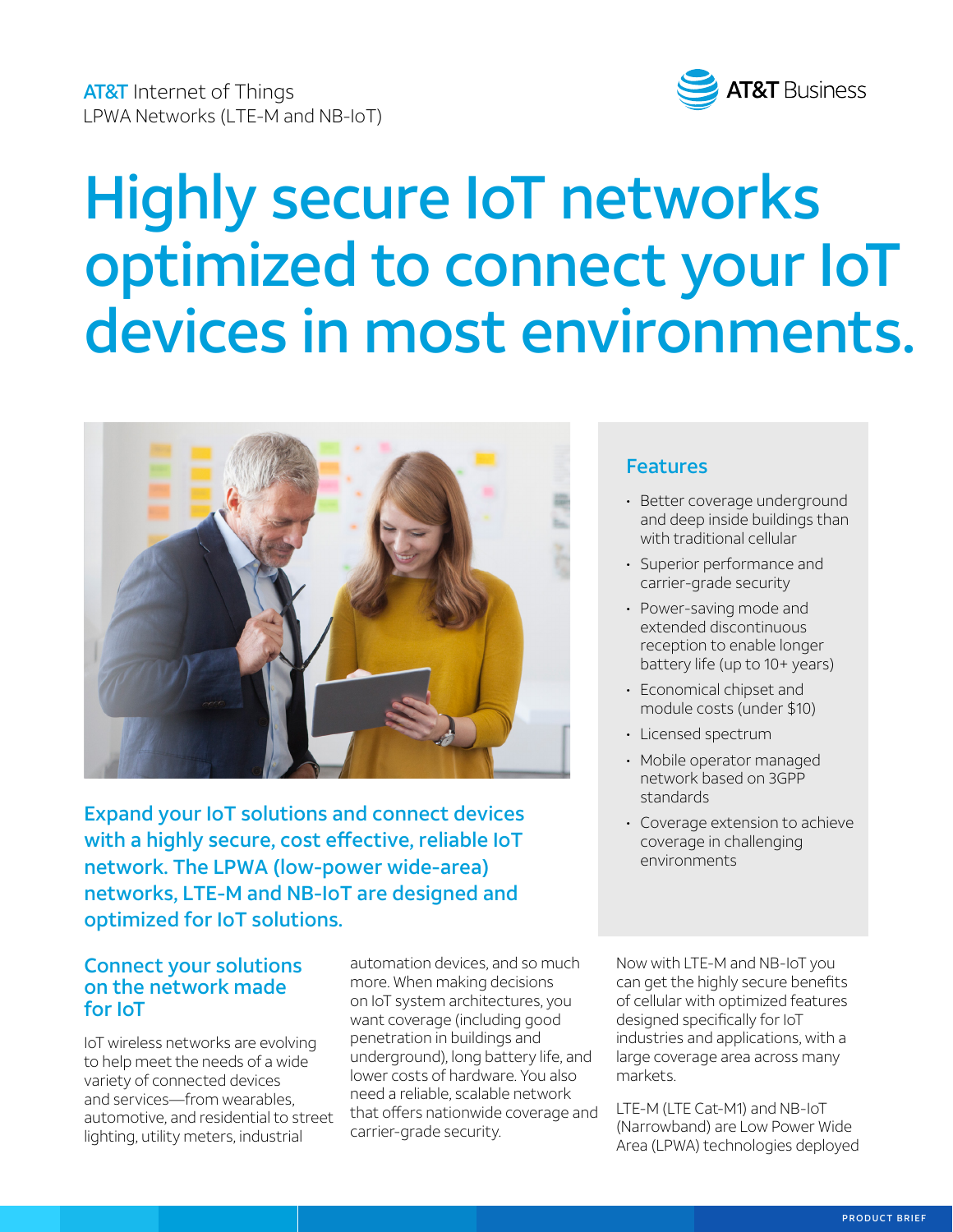AT&T Internet of Things
LPWA Networks (LTE-M and NB-IoT)

AT&T Business

# Highly secure IoT networks optimized to connect your IoT devices in most environments.

**Expand your IoT solutions and connect devices with a highly secure, cost effective, reliable IoT network. The LPWA (low-power wide-area) networks, LTE-M and NB-IoT are designed and optimized for IoT solutions.**

## Features

- Better coverage underground and deep inside buildings than with traditional cellular
- Superior performance and carrier-grade security
- Power-saving mode and extended discontinuous reception to enable longer battery life (up to 10+ years)
- Economical chipset and module costs (under $10)
- Licensed spectrum
- Mobile operator managed network based on 3GPP standards
- Coverage extension to achieve coverage in challenging environments

## Connect your solutions on the network made for IoT

IoT wireless networks are evolving to help meet the needs of a wide variety of connected devices and services—from wearables, automotive, and residential to street lighting, utility meters, industrial automation devices, and so much more. When making decisions on IoT system architectures, you want coverage (including good penetration in buildings and underground), long battery life, and lower costs of hardware. You also need a reliable, scalable network that offers nationwide coverage and carrier-grade security.

Now with LTE-M and NB-IoT you can get the highly secure benefits of cellular with optimized features designed specifically for IoT industries and applications, with a large coverage area across many markets.

LTE-M (LTE Cat-M1) and NB-IoT (Narrowband) are Low Power Wide Area (LPWA) technologies deployed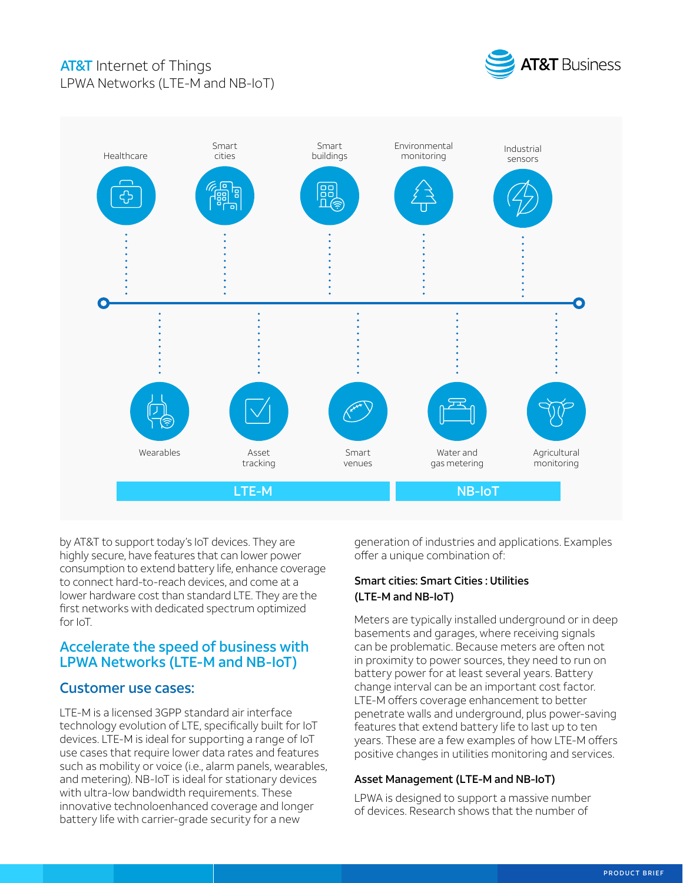AT&T Internet of Things
LPWA Networks (LTE-M and NB-IoT)

Healthcare | Smart cities | Smart buildings | Environmental monitoring | Industrial sensors

Wearables | Asset tracking | Smart venues | Water and gas metering | Agricultural monitoring

LTE-M | NB-IoT

by AT&T to support today's IoT devices. They are highly secure, have features that can lower power consumption to extend battery life, enhance coverage to connect hard-to-reach devices, and come at a lower hardware cost than standard LTE. They are the first networks with dedicated spectrum optimized for IoT.

## Accelerate the speed of business with LPWA Networks (LTE-M and NB-IoT)

### Customer use cases:

LTE-M is a licensed 3GPP standard air interface technology evolution of LTE, specifically built for IoT devices. LTE-M is ideal for supporting a range of IoT use cases that require lower data rates and features such as mobility or voice (i.e., alarm panels, wearables, and metering). NB-IoT is ideal for stationary devices with ultra-low bandwidth requirements. These innovative technoloenhanced coverage and longer battery life with carrier-grade security for a new generation of industries and applications. Examples offer a unique combination of:

**Smart cities: Smart Cities : Utilities (LTE-M and NB-IoT)**

Meters are typically installed underground or in deep basements and garages, where receiving signals can be problematic. Because meters are often not in proximity to power sources, they need to run on battery power for at least several years. Battery change interval can be an important cost factor. LTE-M offers coverage enhancement to better penetrate walls and underground, plus power-saving features that extend battery life to last up to ten years. These are a few examples of how LTE-M offers positive changes in utilities monitoring and services.

**Asset Management (LTE-M and NB-IoT)**

LPWA is designed to support a massive number of devices. Research shows that the number of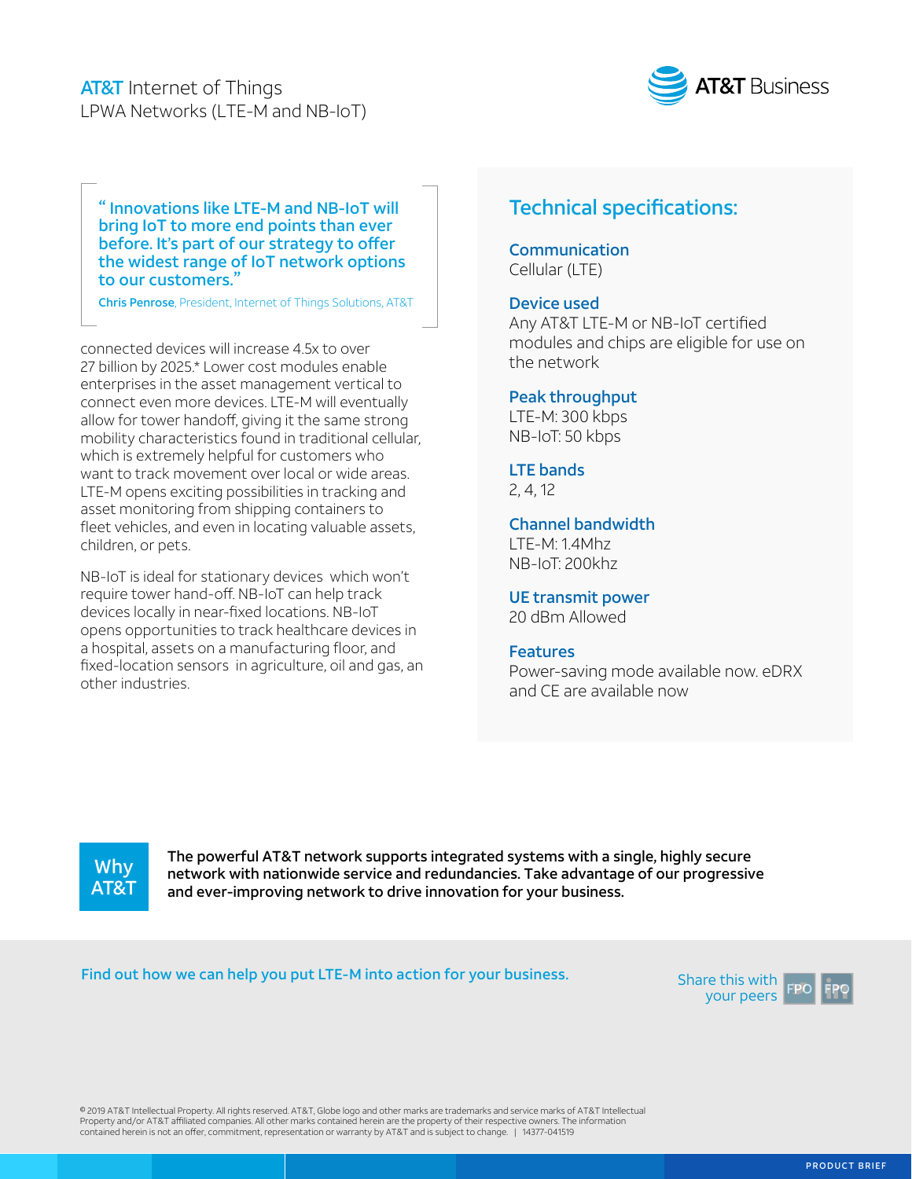“ Innovations like LTE-M and NB-IoT will bring IoT to more end points than ever before. It’s part of our strategy to offer the widest range of IoT network options to our customers.”

**Chris Penrose**, President, Internet of Things Solutions, AT&T

connected devices will increase 4.5x to over 27 billion by 2025.* Lower cost modules enable enterprises in the asset management vertical to connect even more devices. LTE-M will eventually allow for tower handoff, giving it the same strong mobility characteristics found in traditional cellular, which is extremely helpful for customers who want to track movement over local or wide areas. LTE-M opens exciting possibilities in tracking and asset monitoring from shipping containers to fleet vehicles, and even in locating valuable assets, children, or pets.

NB-IoT is ideal for stationary devices which won’t require tower hand-off. NB-IoT can help track devices locally in near-fixed locations. NB-IoT opens opportunities to track healthcare devices in a hospital, assets on a manufacturing floor, and fixed-location sensors in agriculture, oil and gas, an other industries.

## Technical specifications:

**Communication**
Cellular (LTE)

**Device used**
Any AT&T LTE-M or NB-IoT certified modules and chips are eligible for use on the network

**Peak throughput**
LTE-M: 300 kbps
NB-IoT: 50 kbps

**LTE bands**
2, 4, 12

**Channel bandwidth**
LTE-M: 1.4Mhz
NB-IoT: 200khz

**UE transmit power**
20 dBm Allowed

**Features**
Power-saving mode available now. eDRX and CE are available now

## Why AT&T

**The powerful AT&T network supports integrated systems with a single, highly secure network with nationwide service and redundancies. Take advantage of our progressive and ever-improving network to drive innovation for your business.**

Find out how we can help you put LTE-M into action for your business.

Share this with your peers

© 2019 AT&T Intellectual Property. All rights reserved. AT&T, Globe logo and other marks are trademarks and service marks of AT&T Intellectual Property and/or AT&T affiliated companies. All other marks contained herein are the property of their respective owners. The information contained herein is not an offer, commitment, representation or warranty by AT&T and is subject to change. | 14377-041519